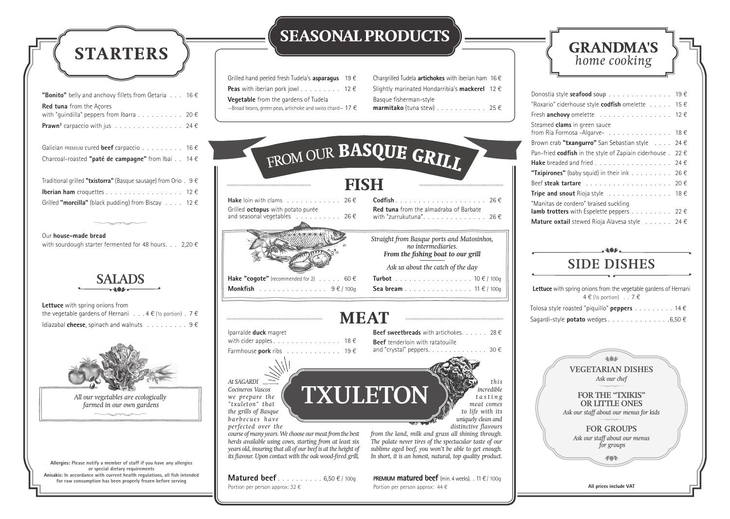# STARTERS

**"Bonito"** belly and anchovy fillets from Getaria . . . 16 €

**Red tuna** from the Açores
with "guindilla" peppers from Ibarra . . . . . . . . . . 20 €

**Prawn**[3] carpaccio with jus . . . . . . . . . . . . . . . 24 €

Galician PREMIUM cured **beef** carpaccio . . . . . . . . . 16 €

Charcoal-roasted **"paté de campagne"** from Ibai . . 14 €

Traditional grilled **"txistorra"** (Basque sausage) from Orio . 9 €

**Iberian ham** croquettes . . . . . . . . . . . . . . . . . 12 €

Grilled **"morcilla"** (black pudding) from Biscay . . . . 12 €

Our **house-made bread**
with sourdough starter fermented for 48 hours. . . 2,20 €

## SALADS

**Lettuce** with spring onions from
the vegetable gardens of Hernani . . . 4 € (½ portion) . 7 €

Idiazabal **cheese**, spinach and walnuts . . . . . . . . . 9 €

*All our vegetables are ecologically farmed in our own gardens*

**Allergies: Please notify a member of staff if you have any allergies or special dietary requirements**
**Anisakis: In accordance with current health regulations, all fish intended for raw consumption has been properly frozen before serving**

# SEASONAL PRODUCTS

Grilled hand peeled fresh Tudela's **asparagus** 19 €

**Peas** with iberian pork jowl . . . . . . . . . 12 €

**Vegetable** from the gardens of Tudela
—Broad beans, green peas, artichoke and swiss chard— 17 €

Chargrilled Tudela **artichokes** with iberian ham 16 €

Slightly marinated Hondarribia's **mackerel** 12 €

Basque fisherman-style
**marmitako** (tuna stew) . . . . . . . . . . . 25 €

# FROM OUR BASQUE GRILL

## FISH

**Hake** loin with clams . . . . . . . . . . . . 26 €

Grilled **octopus** with potato purée
and seasonal vegetables . . . . . . . . . . 26 €

**Codfish** . . . . . . . . . . . . . . . . . . . . 26 €

**Red tuna** from the almadraba of Barbate
with "zurrukutuna". . . . . . . . . . . . . . 26 €

*Straight from Basque ports and Matosinhos, no intermediaries.*
***From the fishing boat to our grill***

*Ask us about the catch of the day*

**Hake "cogote"** (recommended for 2) . . . . . 60 €

**Monkfish** . . . . . . . . . . . . . . . 9 € / 100g

**Turbot** . . . . . . . . . . . . . . . . . 10 € / 100g

**Sea bream** . . . . . . . . . . . . . . . 11 € / 100g

## MEAT

Iparralde **duck** magret
with cider apples. . . . . . . . . . . . . . . 18 €

Farmhouse **pork** ribs . . . . . . . . . . . . 19 €

**Beef sweetbreads** with artichokes. . . . . . 28 €

**Beef** tenderloin with ratatouille
and "crystal" peppers. . . . . . . . . . . . . . 30 €

## TXULETON

*At SAGARDI Cocineros Vascos we prepare the "txuleton" that the grills of Basque barbecues have perfected over the course of many years. We choose our meat from the best herds available using cows, starting from at least six years old, insuring that all of our beef is at the height of its flavour. Upon contact with the oak wood-fired grill, this incredible tasting meat comes to life with its uniquely clean and distinctive flavours from the land, milk and grass all shining through. The palate never tires of the spectacular taste of our sublime aged beef, you won't be able to get enough. In short, it is an honest, natural, top quality product.*

**Matured beef** . . . . . . . . . . 6,50 € / 100g
Portion per person approx: 32 €

**PREMIUM matured beef** (min. 4 weeks). . 11 € / 100g
Portion per person approx: 44 €

# GRANDMA'S *home cooking*

Donostia style **seafood** soup . . . . . . . . . . . . . . 19 €

"Roxario" ciderhouse style **codfish** omelette . . . . . 15 €

Fresh **anchovy** omelette . . . . . . . . . . . . . . . . 12 €

Steamed **clams** in green sauce
from Ría Formosa -Algarve- . . . . . . . . . . . . . . 18 €

Brown crab **"txangurro"** San Sebastian style . . . . 24 €

Pan-fried **codfish** in the style of Zapiain ciderhouse . 22 €

**Hake** breaded and fried . . . . . . . . . . . . . . . . . 24 €

**"Txipirones"** (baby squid) in their ink . . . . . . . . . 26 €

Beef **steak tartare** . . . . . . . . . . . . . . . . . . . 20 €

**Tripe and snout** Rioja style . . . . . . . . . . . . . 18 €

"Manitas de cordero" braised suckling
**lamb trotters** with Espelette peppers . . . . . . . . . 22 €

**Mature oxtail** stewed Rioja Alavesa style . . . . . . 24 €

## SIDE DISHES

**Lettuce** with spring onions from the vegetable gardens of Hernani
4 € (½ portion) . . 7 €

Tolosa style roasted "piquillo" **peppers** . . . . . . . . . 14 €

Sagardi-style **potato** wedges . . . . . . . . . . . . . .6,50 €

**VEGETARIAN DISHES**
*Ask our chef*

**FOR THE "TXIKIS" OR LITTLE ONES**
*Ask our staff about our menus for kids*

**FOR GROUPS**
*Ask our staff about our menus for groups*

**All prices include VAT**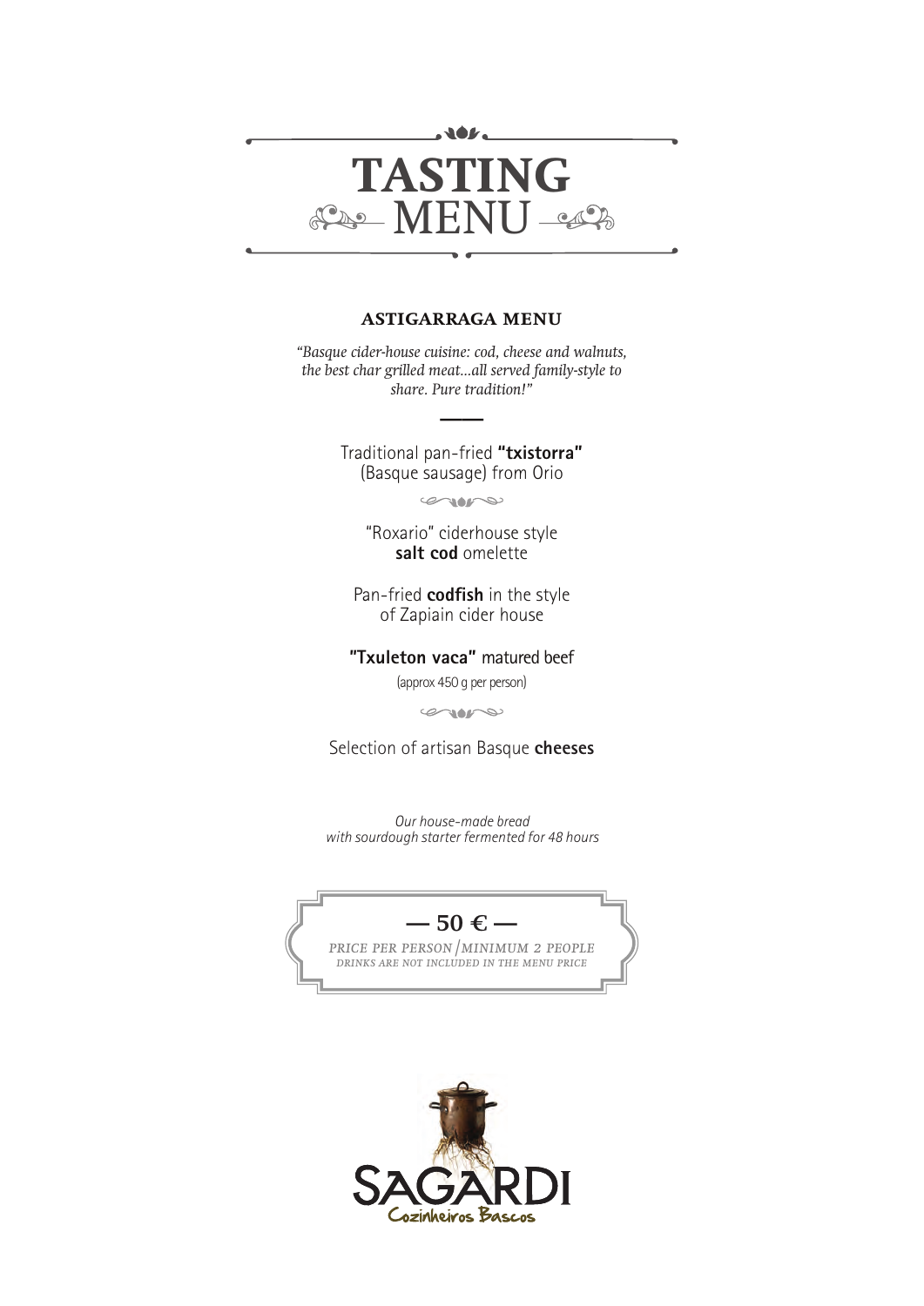# TASTING MENU

## ASTIGARRAGA MENU

*"Basque cider-house cuisine: cod, cheese and walnuts, the best char grilled meat...all served family-style to share. Pure tradition!"*

Traditional pan-fried **"txistorra"** (Basque sausage) from Orio

"Roxario" ciderhouse style **salt cod** omelette

Pan-fried **codfish** in the style of Zapiain cider house

**"Txuleton vaca"** matured beef

(approx 450 g per person)

Selection of artisan Basque **cheeses**

*Our house-made bread with sourdough starter fermented for 48 hours*

**— 50 € —**

*PRICE PER PERSON / MINIMUM 2 PEOPLE*

*DRINKS ARE NOT INCLUDED IN THE MENU PRICE*

SAGARDI
Cozinheiros Bascos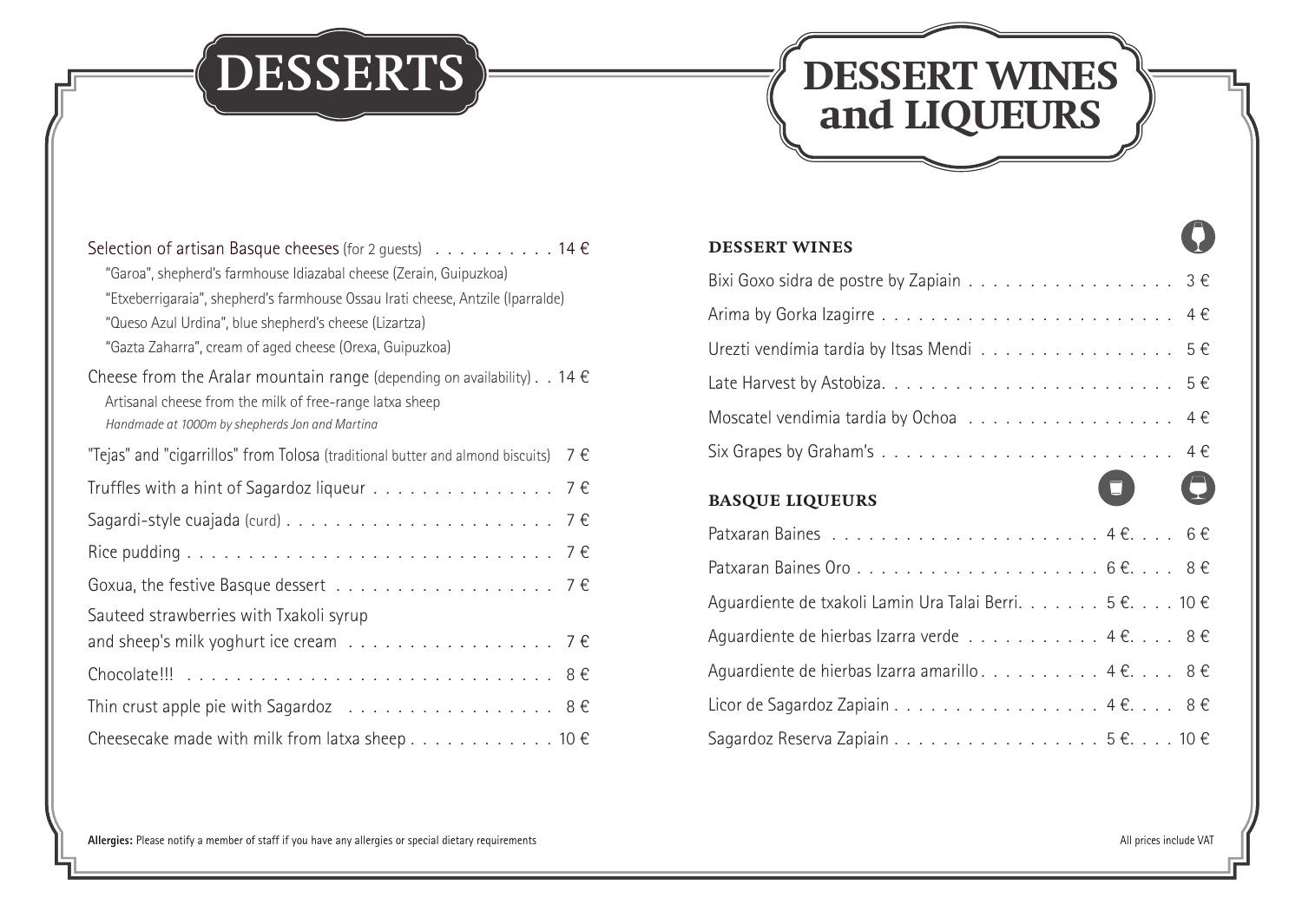# DESSERTS

Selection of artisan Basque cheeses (for 2 guests) . . . . . . . . . . 14 €

"Garoa", shepherd's farmhouse Idiazabal cheese (Zerain, Guipuzkoa)
"Etxeberrigaraia", shepherd's farmhouse Ossau Irati cheese, Antzile (Iparralde)
"Queso Azul Urdina", blue shepherd's cheese (Lizartza)
"Gazta Zaharra", cream of aged cheese (Orexa, Guipuzkoa)

Cheese from the Aralar mountain range (depending on availability) . . 14 €

Artisanal cheese from the milk of free-range latxa sheep
*Handmade at 1000m by shepherds Jon and Martina*

"Tejas" and "cigarrillos" from Tolosa (traditional butter and almond biscuits) 7 €

Truffles with a hint of Sagardoz liqueur . . . . . . . . . . . . . . . 7 €

Sagardi-style cuajada (curd) . . . . . . . . . . . . . . . . . . . . . . 7 €

Rice pudding . . . . . . . . . . . . . . . . . . . . . . . . . . . . . 7 €

Goxua, the festive Basque dessert . . . . . . . . . . . . . . . . . . 7 €

Sauteed strawberries with Txakoli syrup and sheep's milk yoghurt ice cream . . . . . . . . . . . . . . . . . 7 €

Chocolate!!! . . . . . . . . . . . . . . . . . . . . . . . . . . . . . 8 €

Thin crust apple pie with Sagardoz . . . . . . . . . . . . . . . . . 8 €

Cheesecake made with milk from latxa sheep . . . . . . . . . . . . 10 €

# DESSERT WINES and LIQUEURS

## DESSERT WINES

| | |
|---|---|
| Bixi Goxo sidra de postre by Zapiain | 3 € |
| Arima by Gorka Izagirre | 4 € |
| Urezti vendímia tardía by Itsas Mendi | 5 € |
| Late Harvest by Astobiza | 5 € |
| Moscatel vendimia tardía by Ochoa | 4 € |
| Six Grapes by Graham's | 4 € |

## BASQUE LIQUEURS

| | | |
|---|---|---|
| Patxaran Baines | 4 € | 6 € |
| Patxaran Baines Oro | 6 € | 8 € |
| Aguardiente de txakoli Lamin Ura Talai Berri | 5 € | 10 € |
| Aguardiente de hierbas Izarra verde | 4 € | 8 € |
| Aguardiente de hierbas Izarra amarillo | 4 € | 8 € |
| Licor de Sagardoz Zapiain | 4 € | 8 € |
| Sagardoz Reserva Zapiain | 5 € | 10 € |

**Allergies:** Please notify a member of staff if you have any allergies or special dietary requirements

All prices include VAT